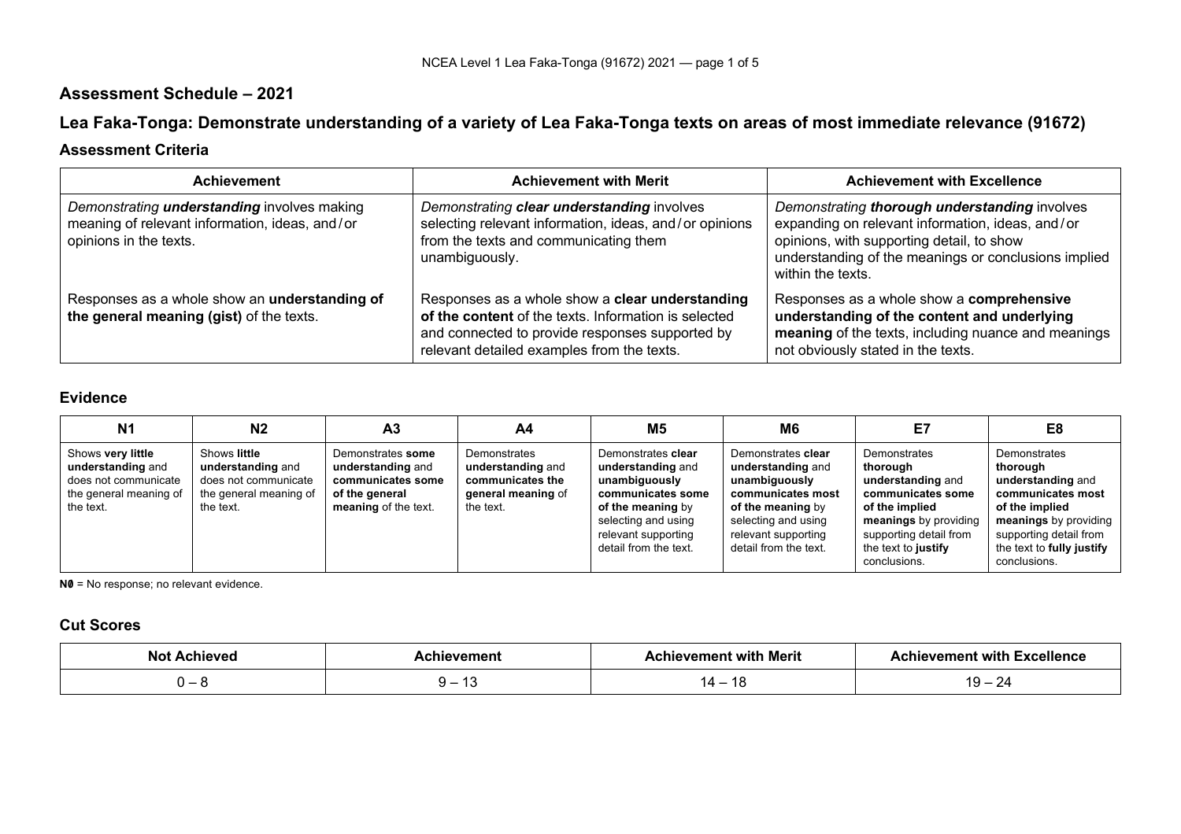## Assessment Schedule – 2021

## Lea Faka-Tonga: Demonstrate understanding of a variety of Lea Faka-Tonga texts on areas of most immediate relevance (91672)

### Assessment Criteria

| Achievement | Achievement with Merit | Achievement with Excellence |
|---|---|---|
| *Demonstrating **understanding** involves making meaning of relevant information, ideas, and / or opinions in the texts.* | *Demonstrating **clear understanding** involves selecting relevant information, ideas, and / or opinions from the texts and communicating them unambiguously.* | *Demonstrating **thorough understanding** involves expanding on relevant information, ideas, and / or opinions, with supporting detail, to show understanding of the meanings or conclusions implied within the texts.* |
| Responses as a whole show an **understanding of the general meaning (gist)** of the texts. | Responses as a whole show a **clear understanding of the content** of the texts. Information is selected and connected to provide responses supported by relevant detailed examples from the texts. | Responses as a whole show a **comprehensive understanding of the content and underlying meaning** of the texts, including nuance and meanings not obviously stated in the texts. |

### Evidence

| N1 | N2 | A3 | A4 | M5 | M6 | E7 | E8 |
|---|---|---|---|---|---|---|---|
| Shows **very little understanding** and does not communicate the general meaning of the text. | Shows **little understanding** and does not communicate the general meaning of the text. | Demonstrates **some understanding** and **communicates some of the general meaning** of the text. | Demonstrates **understanding** and **communicates the general meaning** of the text. | Demonstrates **clear understanding** and **unambiguously communicates some of the meaning** by selecting and using relevant supporting detail from the text. | Demonstrates **clear understanding** and **unambiguously communicates most of the meaning** by selecting and using relevant supporting detail from the text. | Demonstrates **thorough understanding** and **communicates some of the implied meanings** by providing supporting detail from the text to **justify** conclusions. | Demonstrates **thorough understanding** and **communicates most of the implied meanings** by providing supporting detail from the text to **fully justify** conclusions. |

**N0** = No response; no relevant evidence.

### Cut Scores

| Not Achieved | Achievement | Achievement with Merit | Achievement with Excellence |
|---|---|---|---|
| 0 – 8 | 9 – 13 | 14 – 18 | 19 – 24 |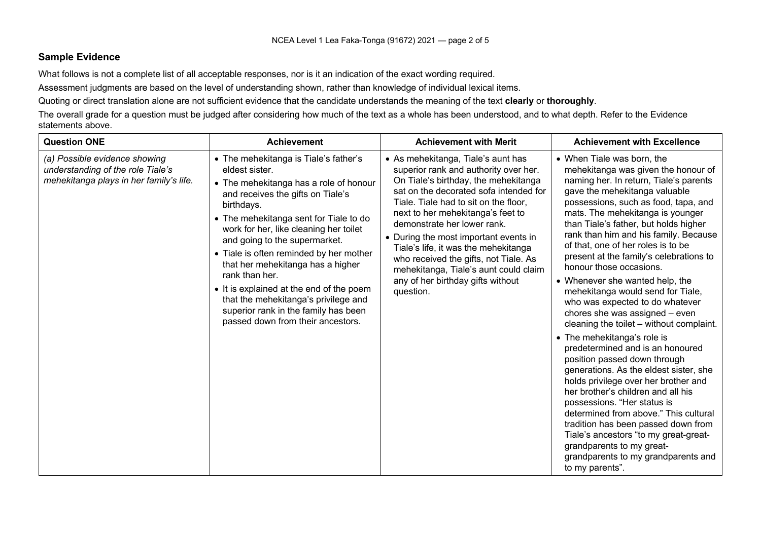## Sample Evidence

What follows is not a complete list of all acceptable responses, nor is it an indication of the exact wording required.

Assessment judgments are based on the level of understanding shown, rather than knowledge of individual lexical items.

Quoting or direct translation alone are not sufficient evidence that the candidate understands the meaning of the text **clearly** or **thoroughly**.

The overall grade for a question must be judged after considering how much of the text as a whole has been understood, and to what depth. Refer to the Evidence statements above.

| Question ONE | Achievement | Achievement with Merit | Achievement with Excellence |
|---|---|---|---|
| *(a) Possible evidence showing understanding of the role Tiale's mehekitanga plays in her family's life.* | • The mehekitanga is Tiale's father's eldest sister.<br>• The mehekitanga has a role of honour and receives the gifts on Tiale's birthdays.<br>• The mehekitanga sent for Tiale to do work for her, like cleaning her toilet and going to the supermarket.<br>• Tiale is often reminded by her mother that her mehekitanga has a higher rank than her.<br>• It is explained at the end of the poem that the mehekitanga's privilege and superior rank in the family has been passed down from their ancestors. | • As mehekitanga, Tiale's aunt has superior rank and authority over her. On Tiale's birthday, the mehekitanga sat on the decorated sofa intended for Tiale. Tiale had to sit on the floor, next to her mehekitanga's feet to demonstrate her lower rank.<br>• During the most important events in Tiale's life, it was the mehekitanga who received the gifts, not Tiale. As mehekitanga, Tiale's aunt could claim any of her birthday gifts without question. | • When Tiale was born, the mehekitanga was given the honour of naming her. In return, Tiale's parents gave the mehekitanga valuable possessions, such as food, tapa, and mats. The mehekitanga is younger than Tiale's father, but holds higher rank than him and his family. Because of that, one of her roles is to be present at the family's celebrations to honour those occasions.<br>• Whenever she wanted help, the mehekitanga would send for Tiale, who was expected to do whatever chores she was assigned – even cleaning the toilet – without complaint.<br>• The mehekitanga's role is predetermined and is an honoured position passed down through generations. As the eldest sister, she holds privilege over her brother and her brother's children and all his possessions. "Her status is determined from above." This cultural tradition has been passed down from Tiale's ancestors "to my great-great-grandparents to my great-grandparents to my grandparents and to my parents". |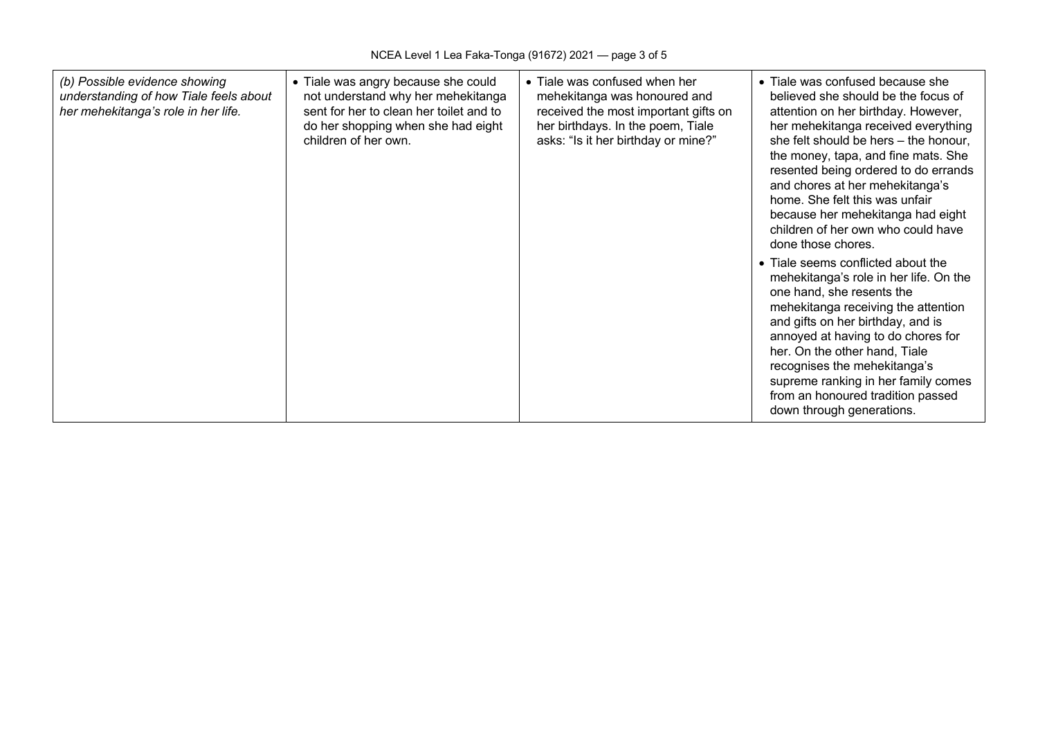| *(b) Possible evidence showing understanding of how Tiale feels about her mehekitanga's role in her life.* | • Tiale was angry because she could not understand why her mehekitanga sent for her to clean her toilet and to do her shopping when she had eight children of her own. | • Tiale was confused when her mehekitanga was honoured and received the most important gifts on her birthdays. In the poem, Tiale asks: "Is it her birthday or mine?" | • Tiale was confused because she believed she should be the focus of attention on her birthday. However, her mehekitanga received everything she felt should be hers – the honour, the money, tapa, and fine mats. She resented being ordered to do errands and chores at her mehekitanga's home. She felt this was unfair because her mehekitanga had eight children of her own who could have done those chores.<br><br>• Tiale seems conflicted about the mehekitanga's role in her life. On the one hand, she resents the mehekitanga receiving the attention and gifts on her birthday, and is annoyed at having to do chores for her. On the other hand, Tiale recognises the mehekitanga's supreme ranking in her family comes from an honoured tradition passed down through generations. |
|---|---|---|---|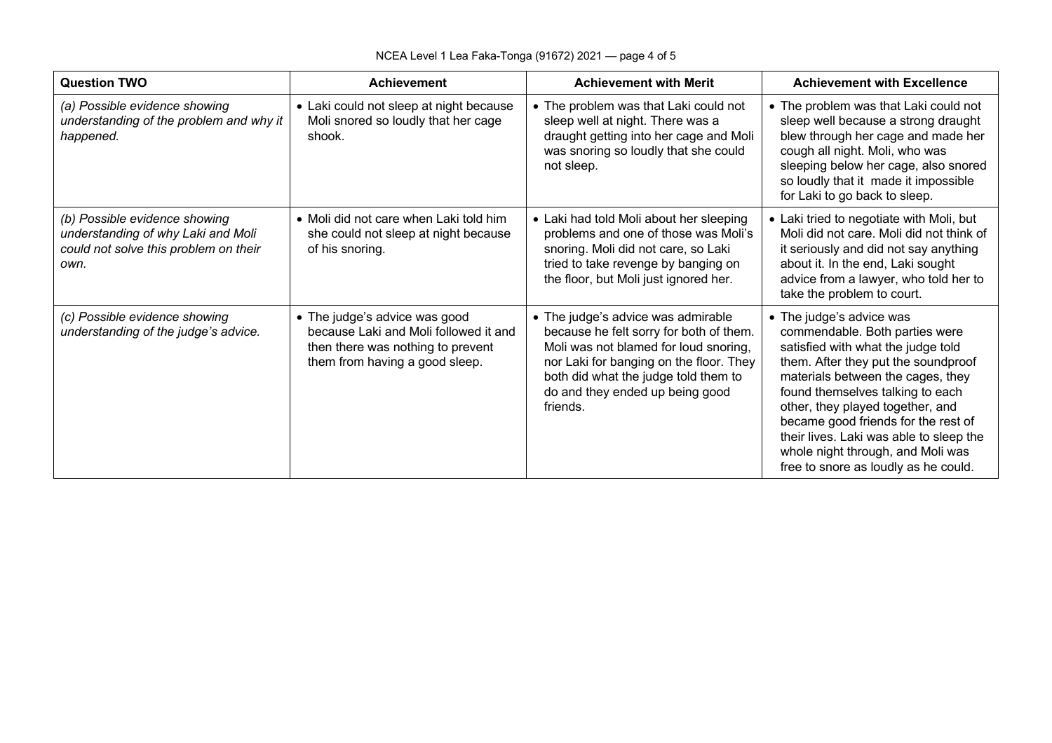| **Question TWO** | **Achievement** | **Achievement with Merit** | **Achievement with Excellence** |
|---|---|---|---|
| *(a) Possible evidence showing understanding of the problem and why it happened.* | • Laki could not sleep at night because Moli snored so loudly that her cage shook. | • The problem was that Laki could not sleep well at night. There was a draught getting into her cage and Moli was snoring so loudly that she could not sleep. | • The problem was that Laki could not sleep well because a strong draught blew through her cage and made her cough all night. Moli, who was sleeping below her cage, also snored so loudly that it made it impossible for Laki to go back to sleep. |
| *(b) Possible evidence showing understanding of why Laki and Moli could not solve this problem on their own.* | • Moli did not care when Laki told him she could not sleep at night because of his snoring. | • Laki had told Moli about her sleeping problems and one of those was Moli's snoring. Moli did not care, so Laki tried to take revenge by banging on the floor, but Moli just ignored her. | • Laki tried to negotiate with Moli, but Moli did not care. Moli did not think of it seriously and did not say anything about it. In the end, Laki sought advice from a lawyer, who told her to take the problem to court. |
| *(c) Possible evidence showing understanding of the judge's advice.* | • The judge's advice was good because Laki and Moli followed it and then there was nothing to prevent them from having a good sleep. | • The judge's advice was admirable because he felt sorry for both of them. Moli was not blamed for loud snoring, nor Laki for banging on the floor. They both did what the judge told them to do and they ended up being good friends. | • The judge's advice was commendable. Both parties were satisfied with what the judge told them. After they put the soundproof materials between the cages, they found themselves talking to each other, they played together, and became good friends for the rest of their lives. Laki was able to sleep the whole night through, and Moli was free to snore as loudly as he could. |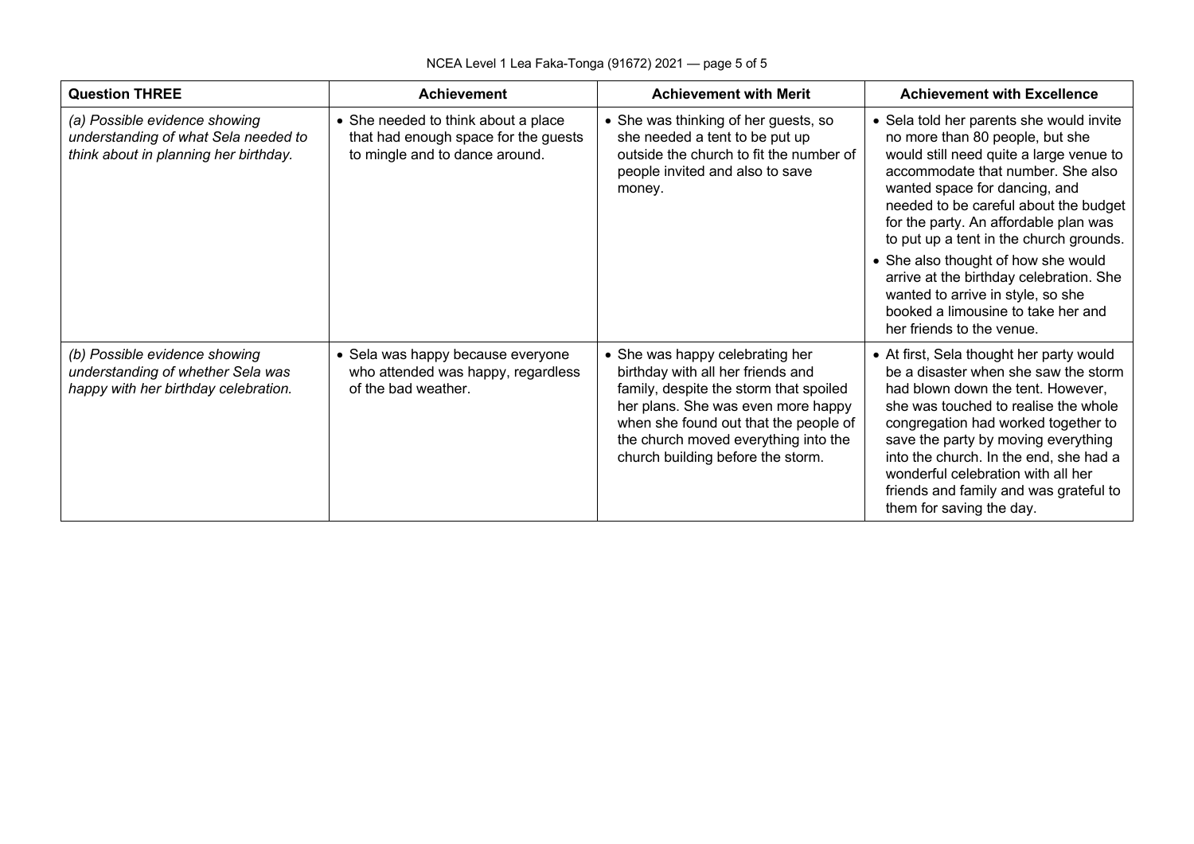| **Question THREE** | **Achievement** | **Achievement with Merit** | **Achievement with Excellence** |
|---|---|---|---|
| *(a) Possible evidence showing understanding of what Sela needed to think about in planning her birthday.* | • She needed to think about a place that had enough space for the guests to mingle and to dance around. | • She was thinking of her guests, so she needed a tent to be put up outside the church to fit the number of people invited and also to save money. | • Sela told her parents she would invite no more than 80 people, but she would still need quite a large venue to accommodate that number. She also wanted space for dancing, and needed to be careful about the budget for the party. An affordable plan was to put up a tent in the church grounds. <br> • She also thought of how she would arrive at the birthday celebration. She wanted to arrive in style, so she booked a limousine to take her and her friends to the venue. |
| *(b) Possible evidence showing understanding of whether Sela was happy with her birthday celebration.* | • Sela was happy because everyone who attended was happy, regardless of the bad weather. | • She was happy celebrating her birthday with all her friends and family, despite the storm that spoiled her plans. She was even more happy when she found out that the people of the church moved everything into the church building before the storm. | • At first, Sela thought her party would be a disaster when she saw the storm had blown down the tent. However, she was touched to realise the whole congregation had worked together to save the party by moving everything into the church. In the end, she had a wonderful celebration with all her friends and family and was grateful to them for saving the day. |